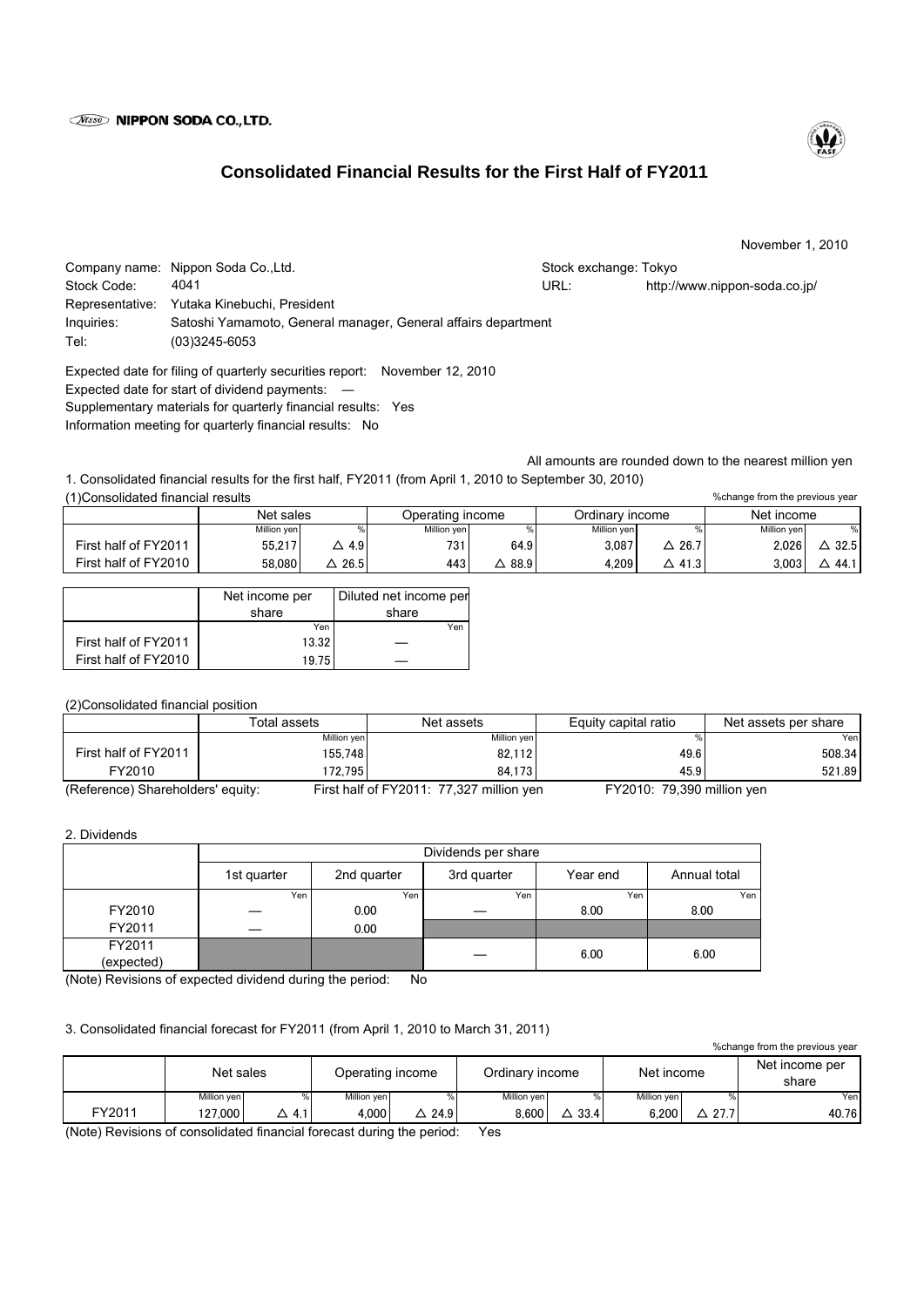NIPPON SODA CO.,LTD.

# Consolidated Financial Results for the First Half of FY2011

November 1, 2010

Company name: Nippon Soda Co.,Ltd.  
Stock exchange: Tokyo  
Stock Code: 4041  
URL: http://www.nippon-soda.co.jp/  
Representative: Yutaka Kinebuchi, President  
Inquiries: Satoshi Yamamoto, General manager, General affairs department  
Tel: (03)3245-6053

Expected date for filing of quarterly securities report: November 12, 2010  
Expected date for start of dividend payments: —  
Supplementary materials for quarterly financial results: Yes  
Information meeting for quarterly financial results: No

All amounts are rounded down to the nearest million yen

1. Consolidated financial results for the first half, FY2011 (from April 1, 2010 to September 30, 2010)

(1)Consolidated financial results

%change from the previous year

| | Net sales | | Operating income | | Ordinary income | | Net income | |
|---|---|---|---|---|---|---|---|---|
| | Million yen | % | Million yen | % | Million yen | % | Million yen | % |
| First half of FY2011 | 55,217 | △ 4.9 | 731 | 64.9 | 3,087 | △ 26.7 | 2,026 | △ 32.5 |
| First half of FY2010 | 58,080 | △ 26.5 | 443 | △ 88.9 | 4,209 | △ 41.3 | 3,003 | △ 44.1 |

| | Net income per share | Diluted net income per share |
|---|---|---|
| | Yen | Yen |
| First half of FY2011 | 13.32 | — |
| First half of FY2010 | 19.75 | — |

(2)Consolidated financial position

| | Total assets | Net assets | Equity capital ratio | Net assets per share |
|---|---|---|---|---|
| | Million yen | Million yen | % | Yen |
| First half of FY2011 | 155,748 | 82,112 | 49.6 | 508.34 |
| FY2010 | 172,795 | 84,173 | 45.9 | 521.89 |

(Reference) Shareholders' equity: First half of FY2011: 77,327 million yen FY2010: 79,390 million yen

2. Dividends

| | Dividends per share | | | | |
|---|---|---|---|---|---|
| | 1st quarter | 2nd quarter | 3rd quarter | Year end | Annual total |
| | Yen | Yen | Yen | Yen | Yen |
| FY2010 | — | 0.00 | — | 8.00 | 8.00 |
| FY2011 | — | 0.00 | | | |
| FY2011 (expected) | | | — | 6.00 | 6.00 |

(Note) Revisions of expected dividend during the period: No

3. Consolidated financial forecast for FY2011 (from April 1, 2010 to March 31, 2011)

%change from the previous year

| | Net sales | | Operating income | | Ordinary income | | Net income | | Net income per share |
|---|---|---|---|---|---|---|---|---|---|
| | Million yen | % | Million yen | % | Million yen | % | Million yen | % | Yen |
| FY2011 | 127,000 | △ 4.1 | 4,000 | △ 24.9 | 8,600 | △ 33.4 | 6,200 | △ 27.7 | 40.76 |

(Note) Revisions of consolidated financial forecast during the period: Yes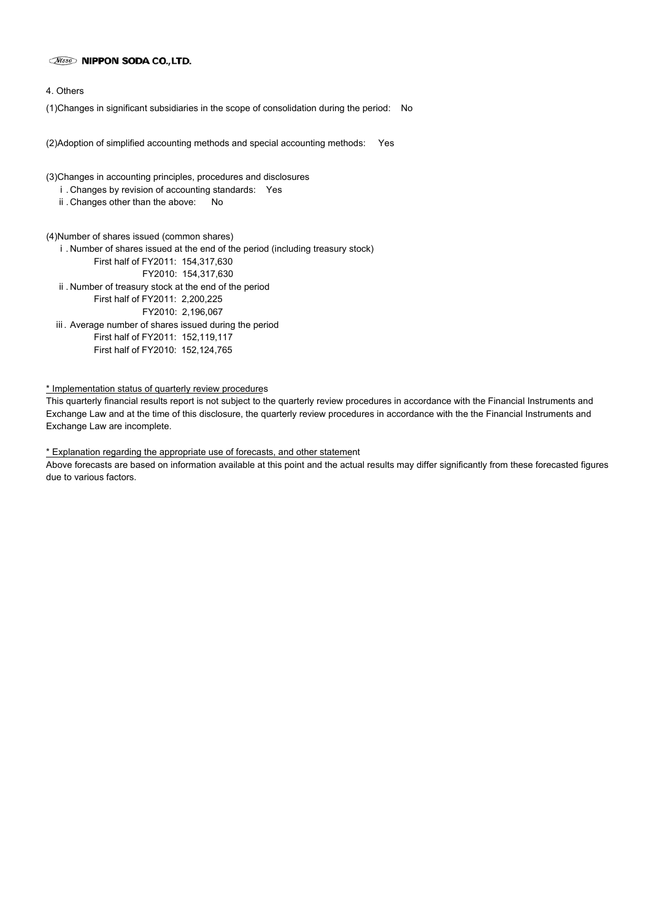4. Others

(1)Changes in significant subsidiaries in the scope of consolidation during the period: No

(2)Adoption of simplified accounting methods and special accounting methods: Yes

(3)Changes in accounting principles, procedures and disclosures

- ⅰ. Changes by revision of accounting standards: Yes
- ⅱ. Changes other than the above: No

(4)Number of shares issued (common shares)

- ⅰ. Number of shares issued at the end of the period (including treasury stock)
  - First half of FY2011: 154,317,630
  - FY2010: 154,317,630
- ⅱ. Number of treasury stock at the end of the period
  - First half of FY2011: 2,200,225
  - FY2010: 2,196,067
- ⅲ. Average number of shares issued during the period
  - First half of FY2011: 152,119,117
  - First half of FY2010: 152,124,765

* Implementation status of quarterly review procedures

This quarterly financial results report is not subject to the quarterly review procedures in accordance with the Financial Instruments and Exchange Law and at the time of this disclosure, the quarterly review procedures in accordance with the the Financial Instruments and Exchange Law are incomplete.

* Explanation regarding the appropriate use of forecasts, and other statement

Above forecasts are based on information available at this point and the actual results may differ significantly from these forecasted figures due to various factors.